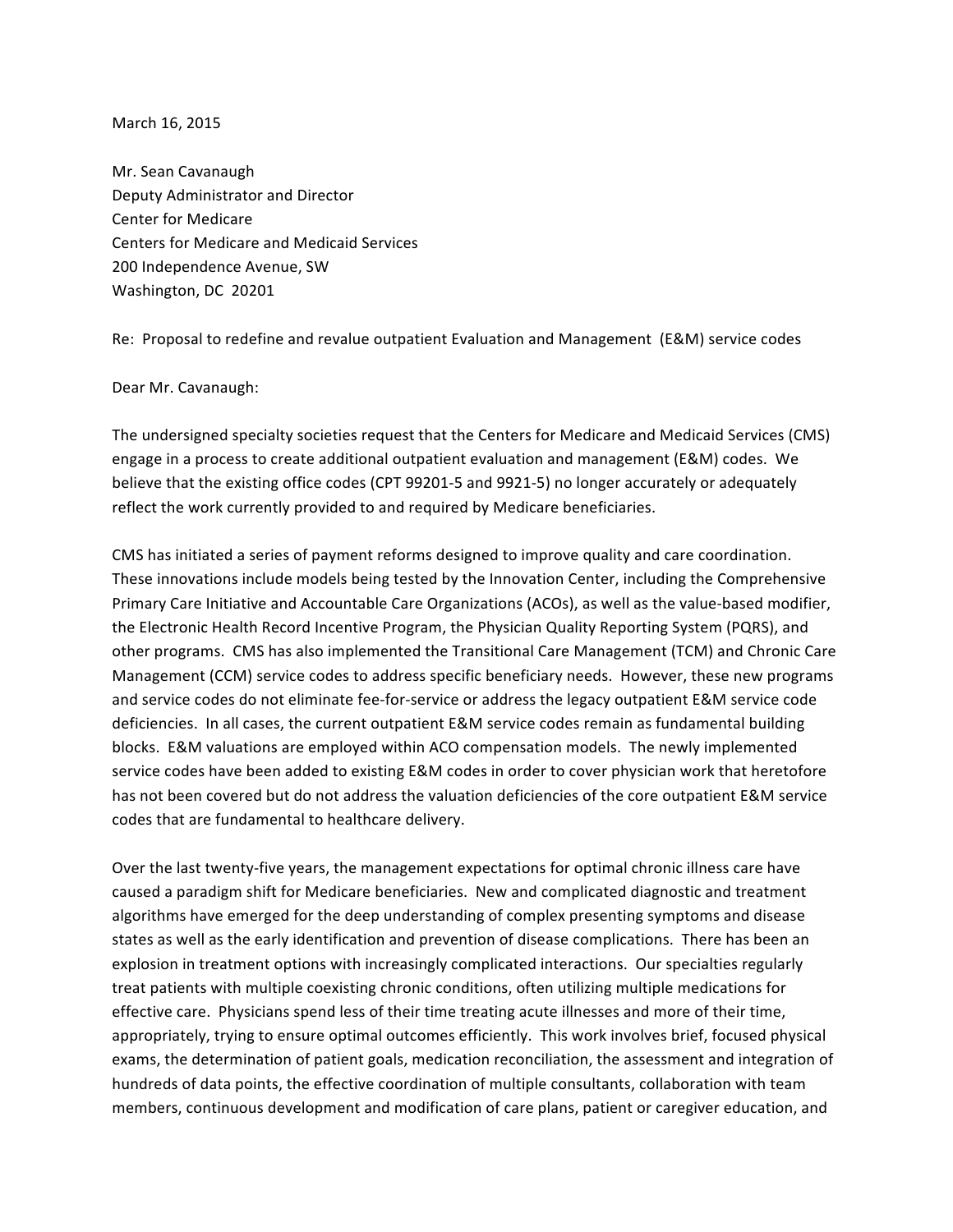March 16, 2015

Mr. Sean Cavanaugh
Deputy Administrator and Director
Center for Medicare
Centers for Medicare and Medicaid Services
200 Independence Avenue, SW
Washington, DC 20201

Re: Proposal to redefine and revalue outpatient Evaluation and Management (E&M) service codes

Dear Mr. Cavanaugh:

The undersigned specialty societies request that the Centers for Medicare and Medicaid Services (CMS) engage in a process to create additional outpatient evaluation and management (E&M) codes. We believe that the existing office codes (CPT 99201-5 and 9921-5) no longer accurately or adequately reflect the work currently provided to and required by Medicare beneficiaries.

CMS has initiated a series of payment reforms designed to improve quality and care coordination. These innovations include models being tested by the Innovation Center, including the Comprehensive Primary Care Initiative and Accountable Care Organizations (ACOs), as well as the value-based modifier, the Electronic Health Record Incentive Program, the Physician Quality Reporting System (PQRS), and other programs. CMS has also implemented the Transitional Care Management (TCM) and Chronic Care Management (CCM) service codes to address specific beneficiary needs. However, these new programs and service codes do not eliminate fee-for-service or address the legacy outpatient E&M service code deficiencies. In all cases, the current outpatient E&M service codes remain as fundamental building blocks. E&M valuations are employed within ACO compensation models. The newly implemented service codes have been added to existing E&M codes in order to cover physician work that heretofore has not been covered but do not address the valuation deficiencies of the core outpatient E&M service codes that are fundamental to healthcare delivery.

Over the last twenty-five years, the management expectations for optimal chronic illness care have caused a paradigm shift for Medicare beneficiaries. New and complicated diagnostic and treatment algorithms have emerged for the deep understanding of complex presenting symptoms and disease states as well as the early identification and prevention of disease complications. There has been an explosion in treatment options with increasingly complicated interactions. Our specialties regularly treat patients with multiple coexisting chronic conditions, often utilizing multiple medications for effective care. Physicians spend less of their time treating acute illnesses and more of their time, appropriately, trying to ensure optimal outcomes efficiently. This work involves brief, focused physical exams, the determination of patient goals, medication reconciliation, the assessment and integration of hundreds of data points, the effective coordination of multiple consultants, collaboration with team members, continuous development and modification of care plans, patient or caregiver education, and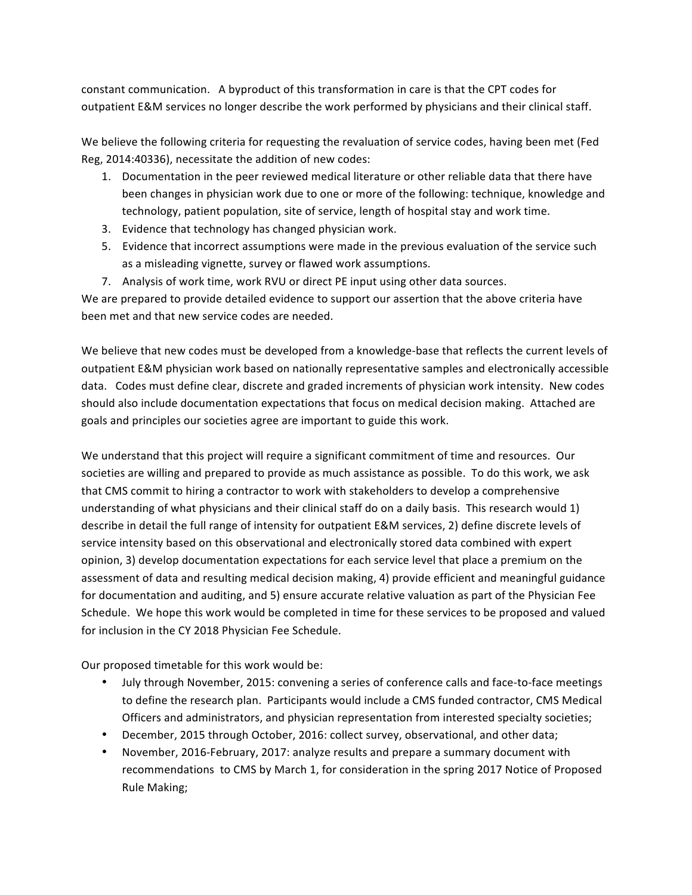constant communication. A byproduct of this transformation in care is that the CPT codes for outpatient E&M services no longer describe the work performed by physicians and their clinical staff.

We believe the following criteria for requesting the revaluation of service codes, having been met (Fed Reg, 2014:40336), necessitate the addition of new codes:

1. Documentation in the peer reviewed medical literature or other reliable data that there have been changes in physician work due to one or more of the following: technique, knowledge and technology, patient population, site of service, length of hospital stay and work time.
3. Evidence that technology has changed physician work.
5. Evidence that incorrect assumptions were made in the previous evaluation of the service such as a misleading vignette, survey or flawed work assumptions.
7. Analysis of work time, work RVU or direct PE input using other data sources.

We are prepared to provide detailed evidence to support our assertion that the above criteria have been met and that new service codes are needed.

We believe that new codes must be developed from a knowledge-base that reflects the current levels of outpatient E&M physician work based on nationally representative samples and electronically accessible data. Codes must define clear, discrete and graded increments of physician work intensity. New codes should also include documentation expectations that focus on medical decision making. Attached are goals and principles our societies agree are important to guide this work.

We understand that this project will require a significant commitment of time and resources. Our societies are willing and prepared to provide as much assistance as possible. To do this work, we ask that CMS commit to hiring a contractor to work with stakeholders to develop a comprehensive understanding of what physicians and their clinical staff do on a daily basis. This research would 1) describe in detail the full range of intensity for outpatient E&M services, 2) define discrete levels of service intensity based on this observational and electronically stored data combined with expert opinion, 3) develop documentation expectations for each service level that place a premium on the assessment of data and resulting medical decision making, 4) provide efficient and meaningful guidance for documentation and auditing, and 5) ensure accurate relative valuation as part of the Physician Fee Schedule. We hope this work would be completed in time for these services to be proposed and valued for inclusion in the CY 2018 Physician Fee Schedule.

Our proposed timetable for this work would be:

- July through November, 2015: convening a series of conference calls and face-to-face meetings to define the research plan. Participants would include a CMS funded contractor, CMS Medical Officers and administrators, and physician representation from interested specialty societies;
- December, 2015 through October, 2016: collect survey, observational, and other data;
- November, 2016-February, 2017: analyze results and prepare a summary document with recommendations to CMS by March 1, for consideration in the spring 2017 Notice of Proposed Rule Making;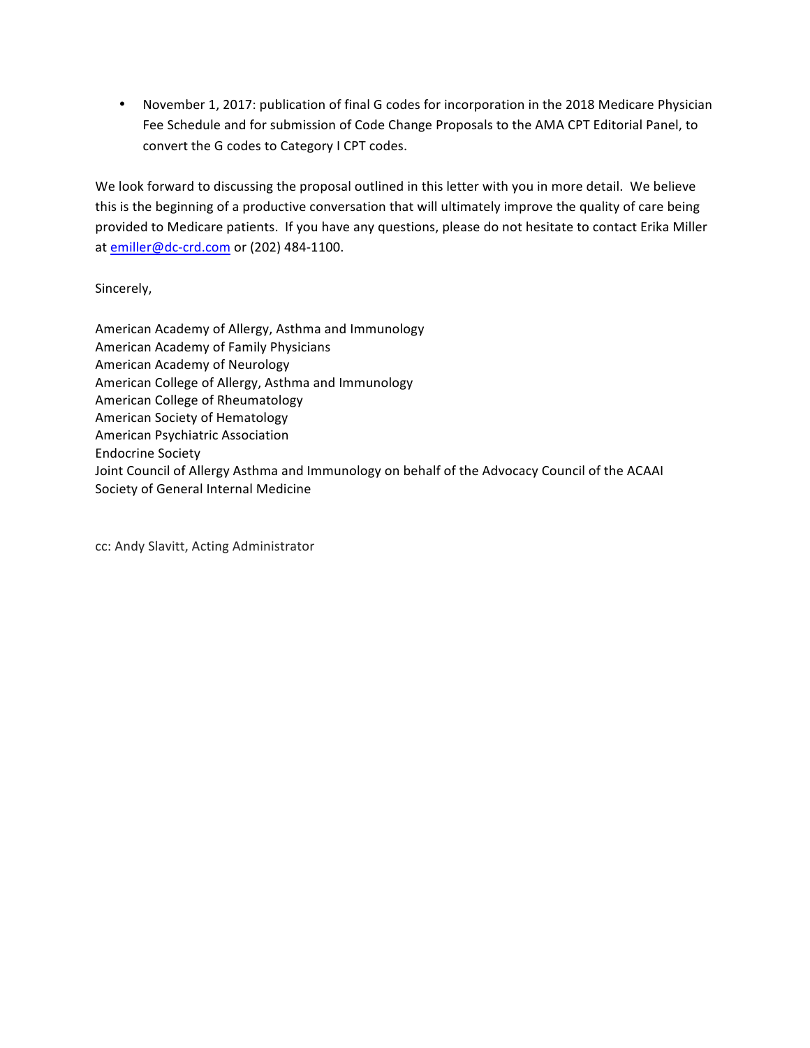- November 1, 2017: publication of final G codes for incorporation in the 2018 Medicare Physician Fee Schedule and for submission of Code Change Proposals to the AMA CPT Editorial Panel, to convert the G codes to Category I CPT codes.

We look forward to discussing the proposal outlined in this letter with you in more detail. We believe this is the beginning of a productive conversation that will ultimately improve the quality of care being provided to Medicare patients. If you have any questions, please do not hesitate to contact Erika Miller at emiller@dc-crd.com or (202) 484-1100.

Sincerely,

American Academy of Allergy, Asthma and Immunology
American Academy of Family Physicians
American Academy of Neurology
American College of Allergy, Asthma and Immunology
American College of Rheumatology
American Society of Hematology
American Psychiatric Association
Endocrine Society
Joint Council of Allergy Asthma and Immunology on behalf of the Advocacy Council of the ACAAI
Society of General Internal Medicine

cc: Andy Slavitt, Acting Administrator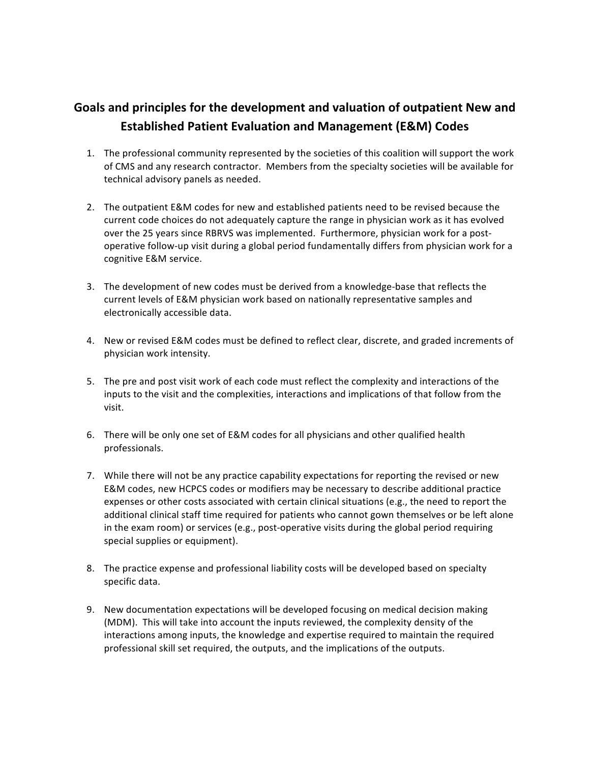## Goals and principles for the development and valuation of outpatient New and Established Patient Evaluation and Management (E&M) Codes

1. The professional community represented by the societies of this coalition will support the work of CMS and any research contractor. Members from the specialty societies will be available for technical advisory panels as needed.

2. The outpatient E&M codes for new and established patients need to be revised because the current code choices do not adequately capture the range in physician work as it has evolved over the 25 years since RBRVS was implemented. Furthermore, physician work for a post-operative follow-up visit during a global period fundamentally differs from physician work for a cognitive E&M service.

3. The development of new codes must be derived from a knowledge-base that reflects the current levels of E&M physician work based on nationally representative samples and electronically accessible data.

4. New or revised E&M codes must be defined to reflect clear, discrete, and graded increments of physician work intensity.

5. The pre and post visit work of each code must reflect the complexity and interactions of the inputs to the visit and the complexities, interactions and implications of that follow from the visit.

6. There will be only one set of E&M codes for all physicians and other qualified health professionals.

7. While there will not be any practice capability expectations for reporting the revised or new E&M codes, new HCPCS codes or modifiers may be necessary to describe additional practice expenses or other costs associated with certain clinical situations (e.g., the need to report the additional clinical staff time required for patients who cannot gown themselves or be left alone in the exam room) or services (e.g., post-operative visits during the global period requiring special supplies or equipment).

8. The practice expense and professional liability costs will be developed based on specialty specific data.

9. New documentation expectations will be developed focusing on medical decision making (MDM). This will take into account the inputs reviewed, the complexity density of the interactions among inputs, the knowledge and expertise required to maintain the required professional skill set required, the outputs, and the implications of the outputs.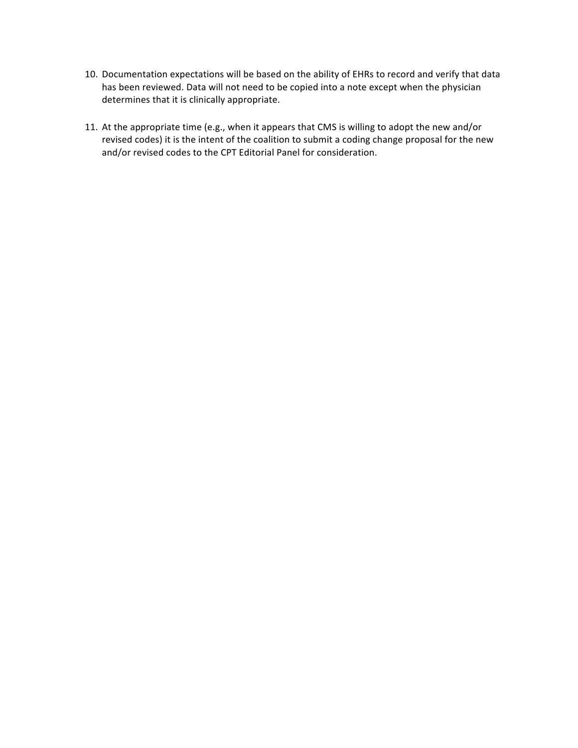10. Documentation expectations will be based on the ability of EHRs to record and verify that data has been reviewed. Data will not need to be copied into a note except when the physician determines that it is clinically appropriate.

11. At the appropriate time (e.g., when it appears that CMS is willing to adopt the new and/or revised codes) it is the intent of the coalition to submit a coding change proposal for the new and/or revised codes to the CPT Editorial Panel for consideration.